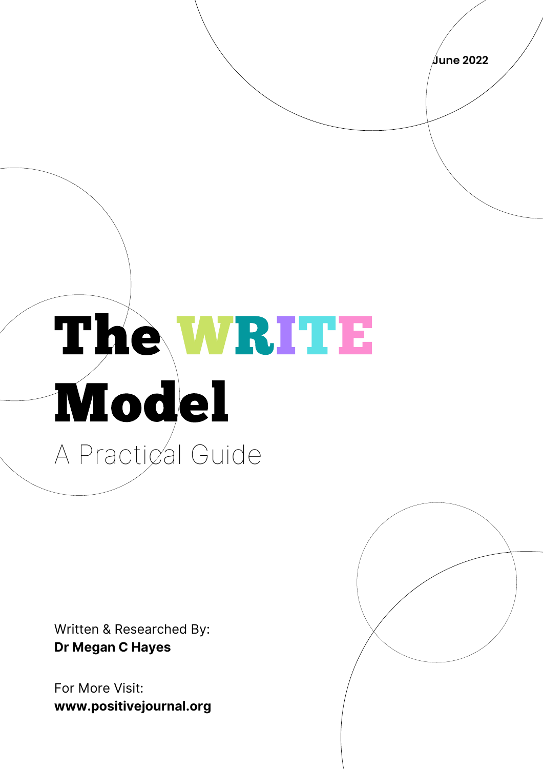June 2022

# The WRITE Model

A Practical Guide

Written & Researched By:
**Dr Megan C Hayes**

For More Visit:
**www.positivejournal.org**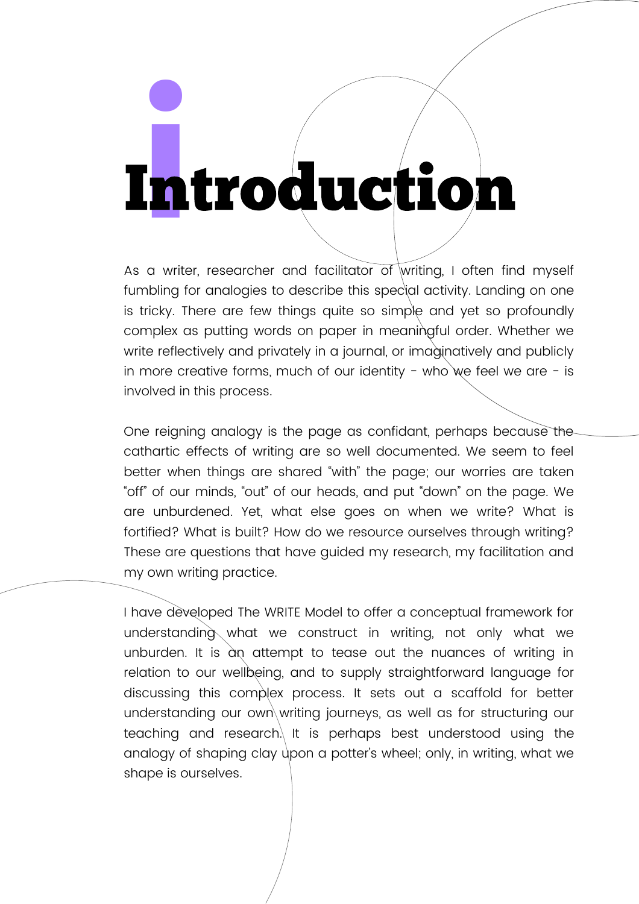# Introduction

As a writer, researcher and facilitator of writing, I often find myself fumbling for analogies to describe this special activity. Landing on one is tricky. There are few things quite so simple and yet so profoundly complex as putting words on paper in meaningful order. Whether we write reflectively and privately in a journal, or imaginatively and publicly in more creative forms, much of our identity - who we feel we are - is involved in this process.

One reigning analogy is the page as confidant, perhaps because the cathartic effects of writing are so well documented. We seem to feel better when things are shared "with" the page; our worries are taken "off" of our minds, "out" of our heads, and put "down" on the page. We are unburdened. Yet, what else goes on when we write? What is fortified? What is built? How do we resource ourselves through writing? These are questions that have guided my research, my facilitation and my own writing practice.

I have developed The WRITE Model to offer a conceptual framework for understanding what we construct in writing, not only what we unburden. It is an attempt to tease out the nuances of writing in relation to our wellbeing, and to supply straightforward language for discussing this complex process. It sets out a scaffold for better understanding our own writing journeys, as well as for structuring our teaching and research. It is perhaps best understood using the analogy of shaping clay upon a potter's wheel; only, in writing, what we shape is ourselves.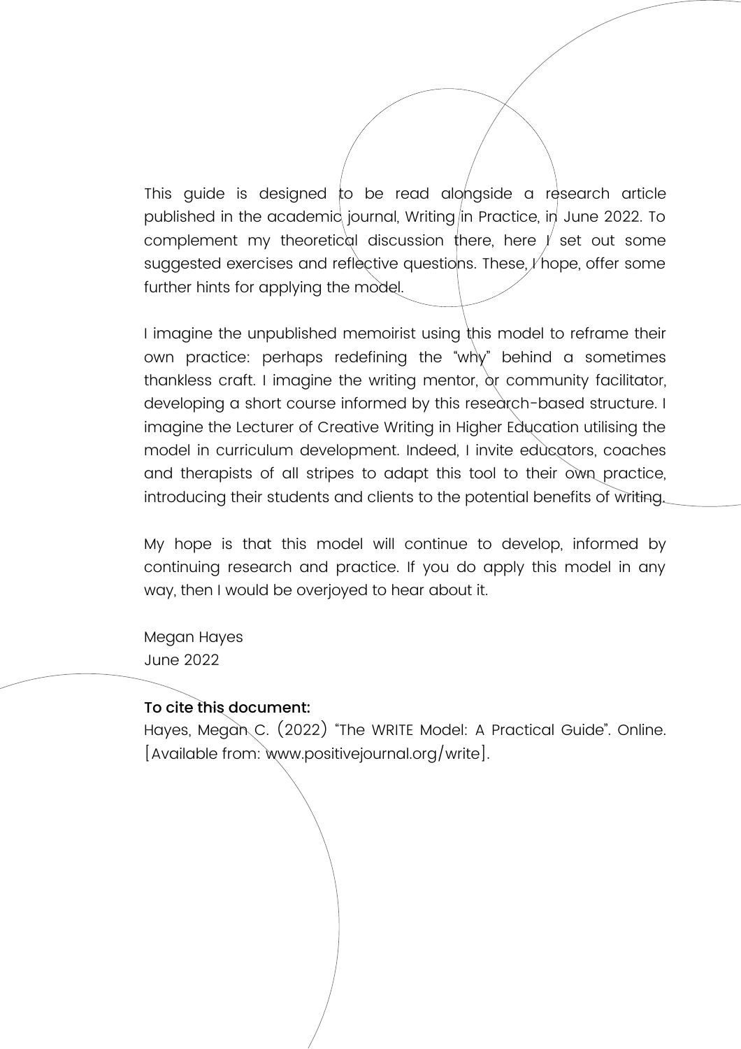This guide is designed to be read alongside a research article published in the academic journal, Writing in Practice, in June 2022. To complement my theoretical discussion there, here I set out some suggested exercises and reflective questions. These, I hope, offer some further hints for applying the model.

I imagine the unpublished memoirist using this model to reframe their own practice: perhaps redefining the "why" behind a sometimes thankless craft. I imagine the writing mentor, or community facilitator, developing a short course informed by this research-based structure. I imagine the Lecturer of Creative Writing in Higher Education utilising the model in curriculum development. Indeed, I invite educators, coaches and therapists of all stripes to adapt this tool to their own practice, introducing their students and clients to the potential benefits of writing.

My hope is that this model will continue to develop, informed by continuing research and practice. If you do apply this model in any way, then I would be overjoyed to hear about it.

Megan Hayes
June 2022

**To cite this document:**
Hayes, Megan C. (2022) "The WRITE Model: A Practical Guide". Online. [Available from: www.positivejournal.org/write].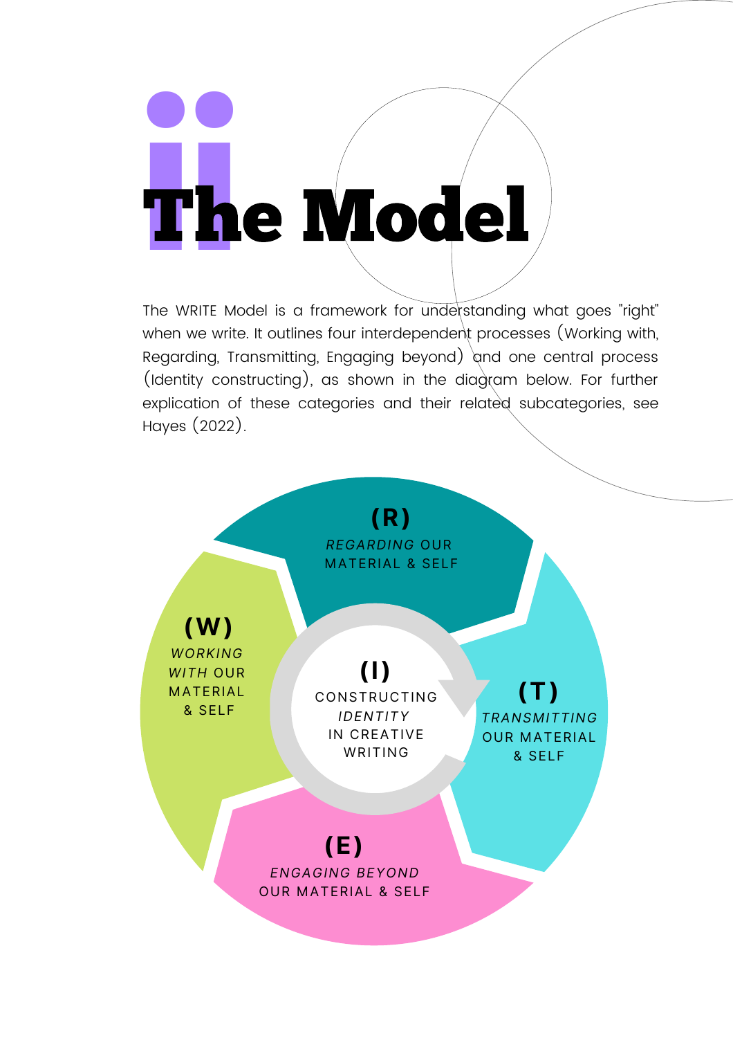# ii The Model

The WRITE Model is a framework for understanding what goes "right" when we write. It outlines four interdependent processes (Working with, Regarding, Transmitting, Engaging beyond) and one central process (Identity constructing), as shown in the diagram below. For further explication of these categories and their related subcategories, see Hayes (2022).

**(R)**
*REGARDING* OUR MATERIAL & SELF

**(W)**
*WORKING WITH* OUR MATERIAL & SELF

**(I)**
CONSTRUCTING *IDENTITY* IN CREATIVE WRITING

**(T)**
*TRANSMITTING* OUR MATERIAL & SELF

**(E)**
*ENGAGING BEYOND* OUR MATERIAL & SELF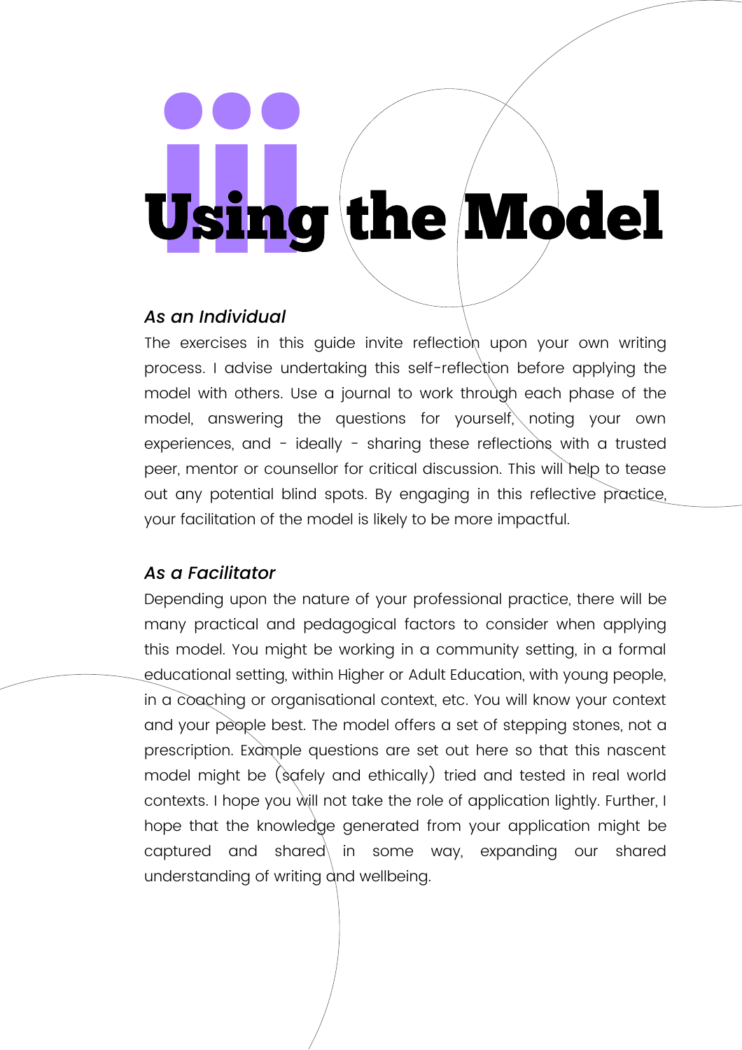# iii Using the Model

### *As an Individual*

The exercises in this guide invite reflection upon your own writing process. I advise undertaking this self-reflection before applying the model with others. Use a journal to work through each phase of the model, answering the questions for yourself, noting your own experiences, and - ideally - sharing these reflections with a trusted peer, mentor or counsellor for critical discussion. This will help to tease out any potential blind spots. By engaging in this reflective practice, your facilitation of the model is likely to be more impactful.

### *As a Facilitator*

Depending upon the nature of your professional practice, there will be many practical and pedagogical factors to consider when applying this model. You might be working in a community setting, in a formal educational setting, within Higher or Adult Education, with young people, in a coaching or organisational context, etc. You will know your context and your people best. The model offers a set of stepping stones, not a prescription. Example questions are set out here so that this nascent model might be (safely and ethically) tried and tested in real world contexts. I hope you will not take the role of application lightly. Further, I hope that the knowledge generated from your application might be captured and shared in some way, expanding our shared understanding of writing and wellbeing.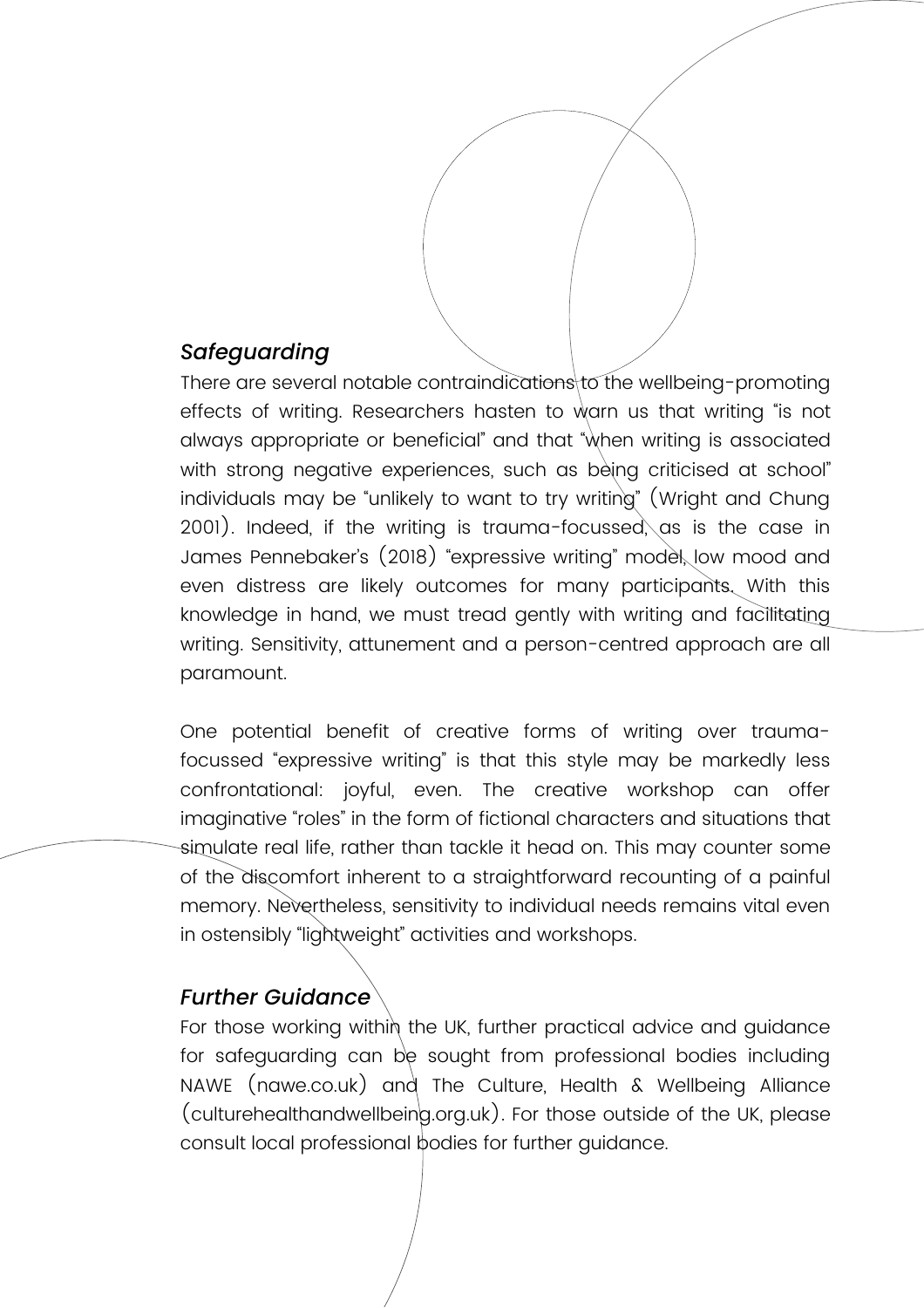### *Safeguarding*

There are several notable contraindications to the wellbeing-promoting effects of writing. Researchers hasten to warn us that writing "is not always appropriate or beneficial" and that "when writing is associated with strong negative experiences, such as being criticised at school" individuals may be "unlikely to want to try writing" (Wright and Chung 2001). Indeed, if the writing is trauma-focussed, as is the case in James Pennebaker's (2018) "expressive writing" model, low mood and even distress are likely outcomes for many participants. With this knowledge in hand, we must tread gently with writing and facilitating writing. Sensitivity, attunement and a person-centred approach are all paramount.

One potential benefit of creative forms of writing over trauma-focussed "expressive writing" is that this style may be markedly less confrontational: joyful, even. The creative workshop can offer imaginative "roles" in the form of fictional characters and situations that simulate real life, rather than tackle it head on. This may counter some of the discomfort inherent to a straightforward recounting of a painful memory. Nevertheless, sensitivity to individual needs remains vital even in ostensibly "lightweight" activities and workshops.

### *Further Guidance*

For those working within the UK, further practical advice and guidance for safeguarding can be sought from professional bodies including NAWE (nawe.co.uk) and The Culture, Health & Wellbeing Alliance (culturehealthandwellbeing.org.uk). For those outside of the UK, please consult local professional bodies for further guidance.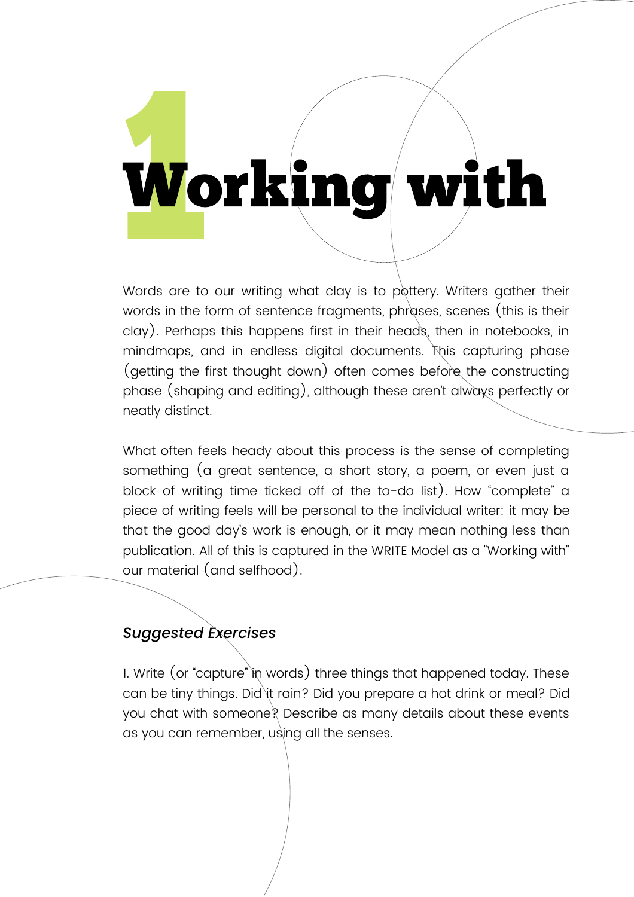# 1 Working with

Words are to our writing what clay is to pottery. Writers gather their words in the form of sentence fragments, phrases, scenes (this is their clay). Perhaps this happens first in their heads, then in notebooks, in mindmaps, and in endless digital documents. This capturing phase (getting the first thought down) often comes before the constructing phase (shaping and editing), although these aren't always perfectly or neatly distinct.

What often feels heady about this process is the sense of completing something (a great sentence, a short story, a poem, or even just a block of writing time ticked off of the to-do list). How "complete" a piece of writing feels will be personal to the individual writer: it may be that the good day's work is enough, or it may mean nothing less than publication. All of this is captured in the WRITE Model as a "Working with" our material (and selfhood).

### *Suggested Exercises*

1. Write (or "capture" in words) three things that happened today. These can be tiny things. Did it rain? Did you prepare a hot drink or meal? Did you chat with someone? Describe as many details about these events as you can remember, using all the senses.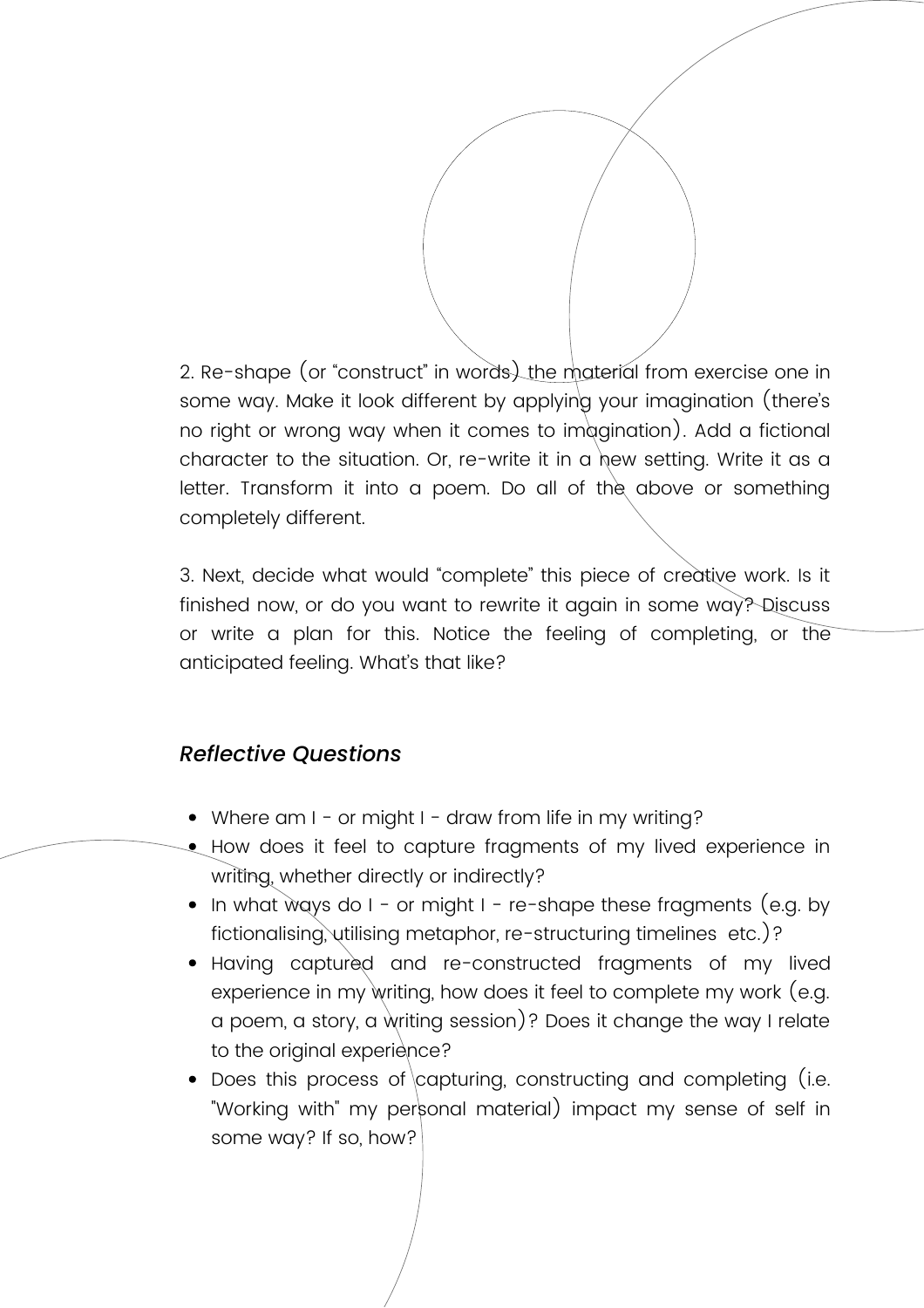2. Re-shape (or “construct” in words) the material from exercise one in some way. Make it look different by applying your imagination (there’s no right or wrong way when it comes to imagination). Add a fictional character to the situation. Or, re-write it in a new setting. Write it as a letter. Transform it into a poem. Do all of the above or something completely different.

3. Next, decide what would “complete” this piece of creative work. Is it finished now, or do you want to rewrite it again in some way? Discuss or write a plan for this. Notice the feeling of completing, or the anticipated feeling. What’s that like?

### *Reflective Questions*

- Where am I - or might I - draw from life in my writing?
- How does it feel to capture fragments of my lived experience in writing, whether directly or indirectly?
- In what ways do I - or might I - re-shape these fragments (e.g. by fictionalising, utilising metaphor, re-structuring timelines etc.)?
- Having captured and re-constructed fragments of my lived experience in my writing, how does it feel to complete my work (e.g. a poem, a story, a writing session)? Does it change the way I relate to the original experience?
- Does this process of capturing, constructing and completing (i.e. "Working with" my personal material) impact my sense of self in some way? If so, how?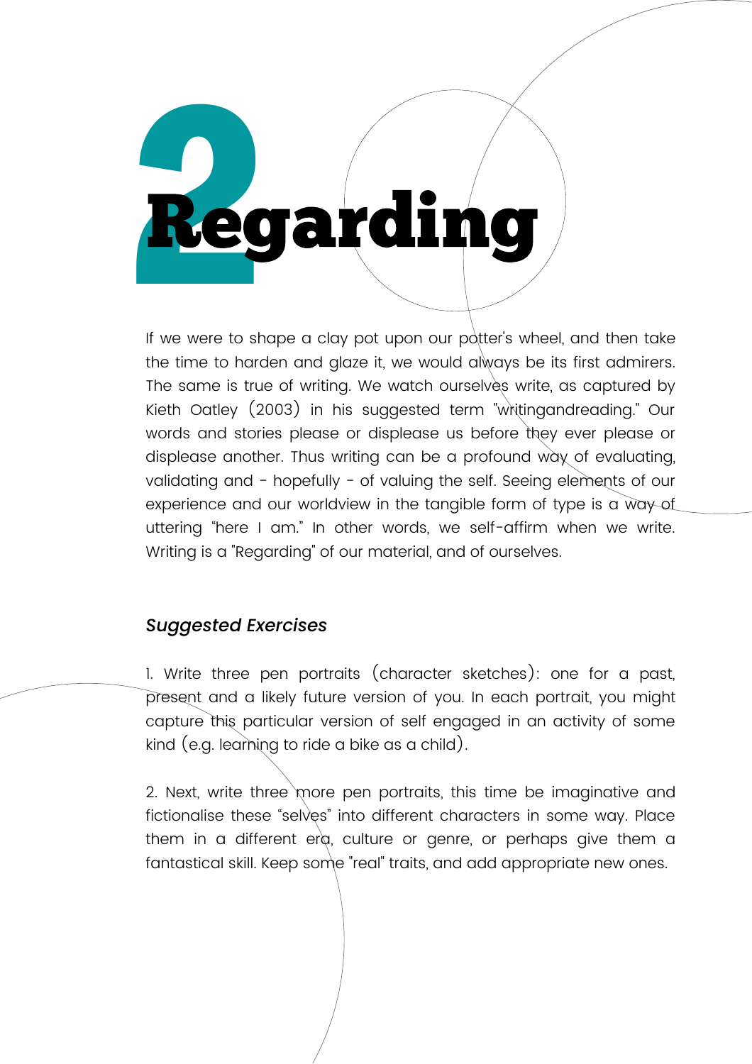# 2 Regarding

If we were to shape a clay pot upon our potter's wheel, and then take the time to harden and glaze it, we would always be its first admirers. The same is true of writing. We watch ourselves write, as captured by Kieth Oatley (2003) in his suggested term "writingandreading." Our words and stories please or displease us before they ever please or displease another. Thus writing can be a profound way of evaluating, validating and - hopefully - of valuing the self. Seeing elements of our experience and our worldview in the tangible form of type is a way of uttering "here I am." In other words, we self-affirm when we write. Writing is a "Regarding" of our material, and of ourselves.

### *Suggested Exercises*

1. Write three pen portraits (character sketches): one for a past, present and a likely future version of you. In each portrait, you might capture this particular version of self engaged in an activity of some kind (e.g. learning to ride a bike as a child).

2. Next, write three more pen portraits, this time be imaginative and fictionalise these "selves" into different characters in some way. Place them in a different era, culture or genre, or perhaps give them a fantastical skill. Keep some "real" traits, and add appropriate new ones.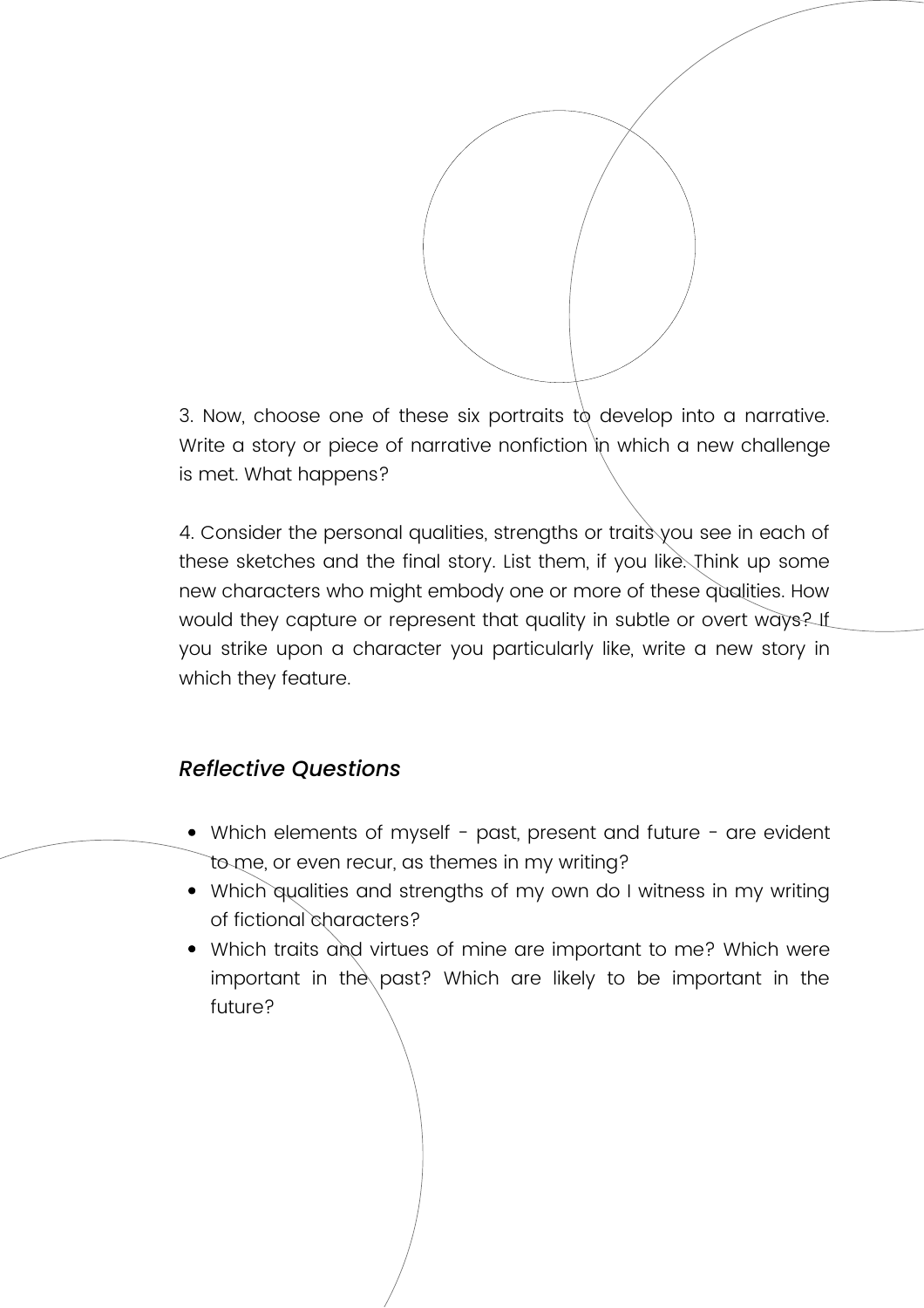3. Now, choose one of these six portraits to develop into a narrative. Write a story or piece of narrative nonfiction in which a new challenge is met. What happens?

4. Consider the personal qualities, strengths or traits you see in each of these sketches and the final story. List them, if you like. Think up some new characters who might embody one or more of these qualities. How would they capture or represent that quality in subtle or overt ways? If you strike upon a character you particularly like, write a new story in which they feature.

### *Reflective Questions*

- Which elements of myself - past, present and future - are evident to me, or even recur, as themes in my writing?
- Which qualities and strengths of my own do I witness in my writing of fictional characters?
- Which traits and virtues of mine are important to me? Which were important in the past? Which are likely to be important in the future?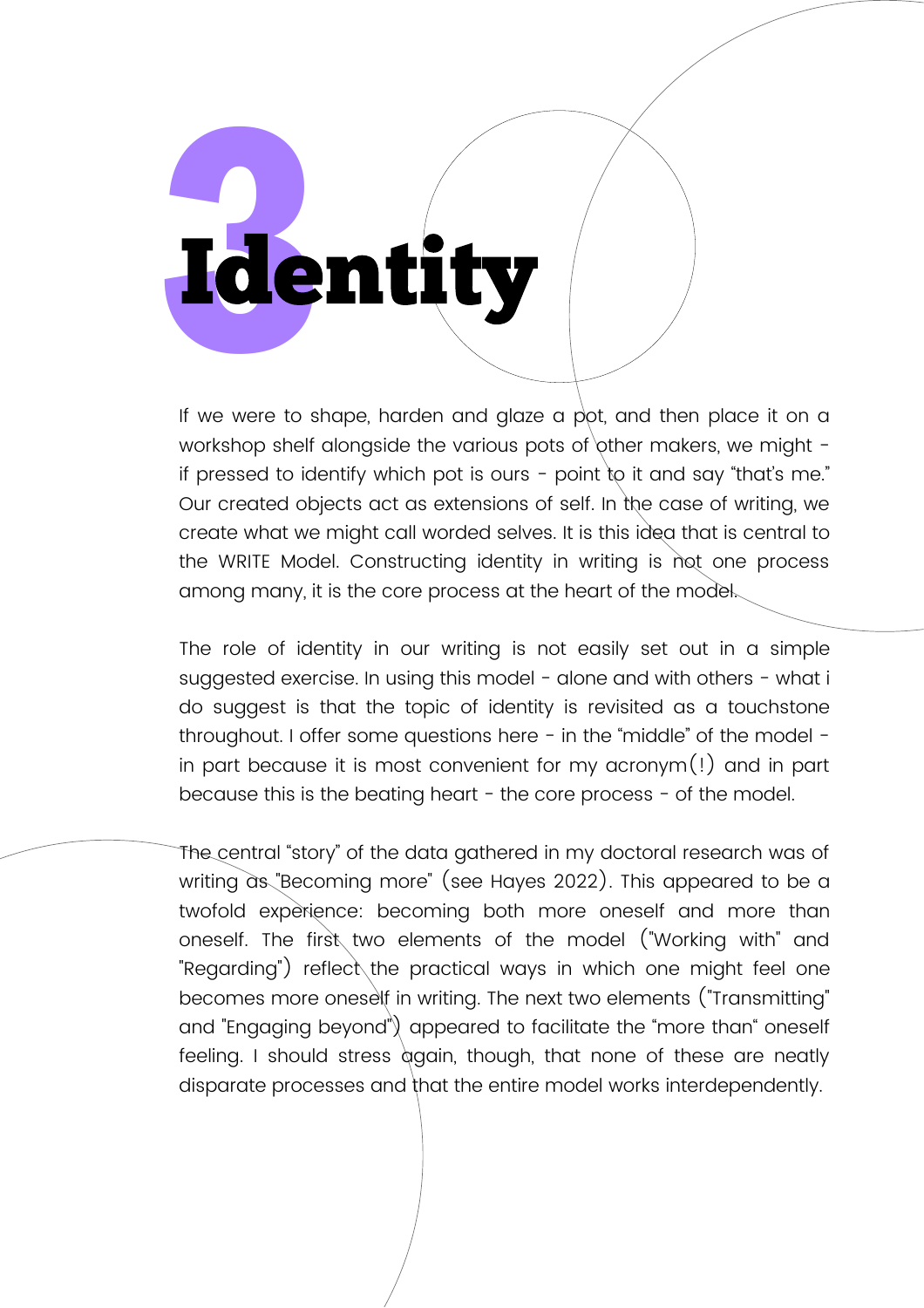# 3 Identity

If we were to shape, harden and glaze a pot, and then place it on a workshop shelf alongside the various pots of other makers, we might - if pressed to identify which pot is ours - point to it and say "that's me." Our created objects act as extensions of self. In the case of writing, we create what we might call worded selves. It is this idea that is central to the WRITE Model. Constructing identity in writing is not one process among many, it is the core process at the heart of the model.

The role of identity in our writing is not easily set out in a simple suggested exercise. In using this model - alone and with others - what i do suggest is that the topic of identity is revisited as a touchstone throughout. I offer some questions here - in the "middle" of the model - in part because it is most convenient for my acronym(!) and in part because this is the beating heart - the core process - of the model.

The central "story" of the data gathered in my doctoral research was of writing as "Becoming more" (see Hayes 2022). This appeared to be a twofold experience: becoming both more oneself and more than oneself. The first two elements of the model ("Working with" and "Regarding") reflect the practical ways in which one might feel one becomes more oneself in writing. The next two elements ("Transmitting" and "Engaging beyond") appeared to facilitate the "more than" oneself feeling. I should stress again, though, that none of these are neatly disparate processes and that the entire model works interdependently.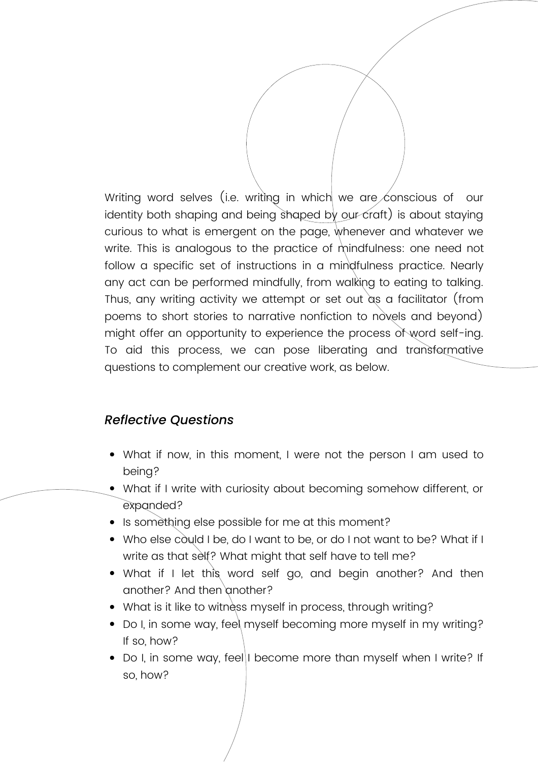Writing word selves (i.e. writing in which we are conscious of our identity both shaping and being shaped by our craft) is about staying curious to what is emergent on the page, whenever and whatever we write. This is analogous to the practice of mindfulness: one need not follow a specific set of instructions in a mindfulness practice. Nearly any act can be performed mindfully, from walking to eating to talking. Thus, any writing activity we attempt or set out as a facilitator (from poems to short stories to narrative nonfiction to novels and beyond) might offer an opportunity to experience the process of word self-ing. To aid this process, we can pose liberating and transformative questions to complement our creative work, as below.

### *Reflective Questions*

- What if now, in this moment, I were not the person I am used to being?
- What if I write with curiosity about becoming somehow different, or expanded?
- Is something else possible for me at this moment?
- Who else could I be, do I want to be, or do I not want to be? What if I write as that self? What might that self have to tell me?
- What if I let this word self go, and begin another? And then another? And then another?
- What is it like to witness myself in process, through writing?
- Do I, in some way, feel myself becoming more myself in my writing? If so, how?
- Do I, in some way, feel I become more than myself when I write? If so, how?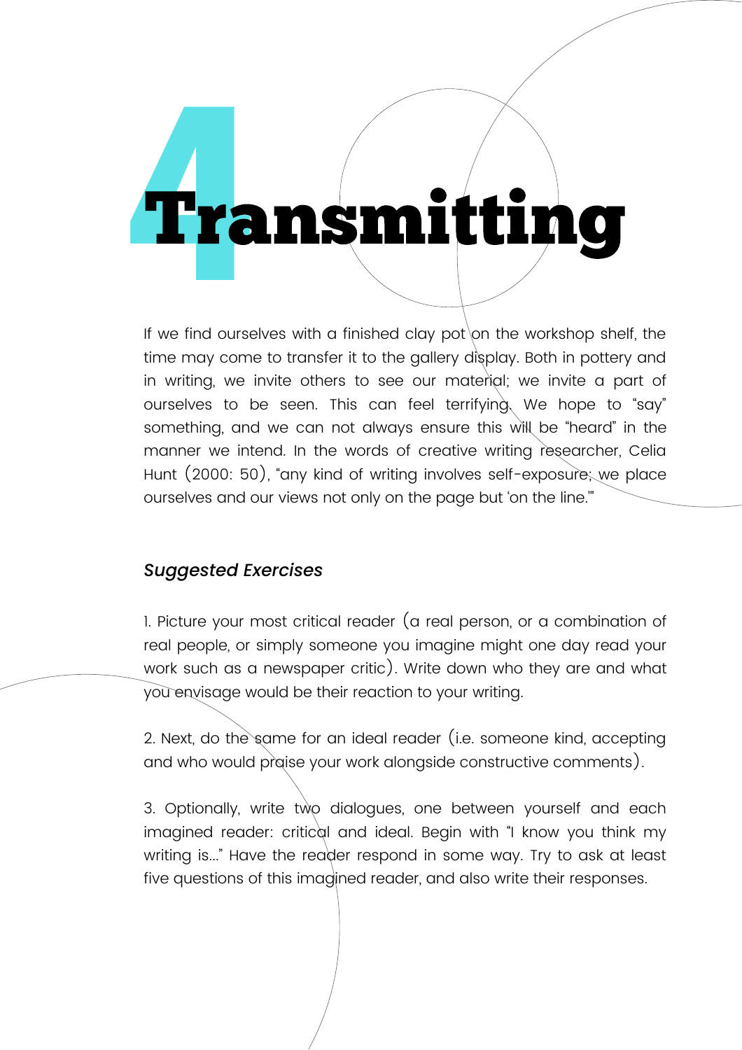# 4 Transmitting

If we find ourselves with a finished clay pot on the workshop shelf, the time may come to transfer it to the gallery display. Both in pottery and in writing, we invite others to see our material; we invite a part of ourselves to be seen. This can feel terrifying. We hope to "say" something, and we can not always ensure this will be "heard" in the manner we intend. In the words of creative writing researcher, Celia Hunt (2000: 50), "any kind of writing involves self-exposure; we place ourselves and our views not only on the page but 'on the line.'"

### *Suggested Exercises*

1. Picture your most critical reader (a real person, or a combination of real people, or simply someone you imagine might one day read your work such as a newspaper critic). Write down who they are and what you envisage would be their reaction to your writing.

2. Next, do the same for an ideal reader (i.e. someone kind, accepting and who would praise your work alongside constructive comments).

3. Optionally, write two dialogues, one between yourself and each imagined reader: critical and ideal. Begin with "I know you think my writing is..." Have the reader respond in some way. Try to ask at least five questions of this imagined reader, and also write their responses.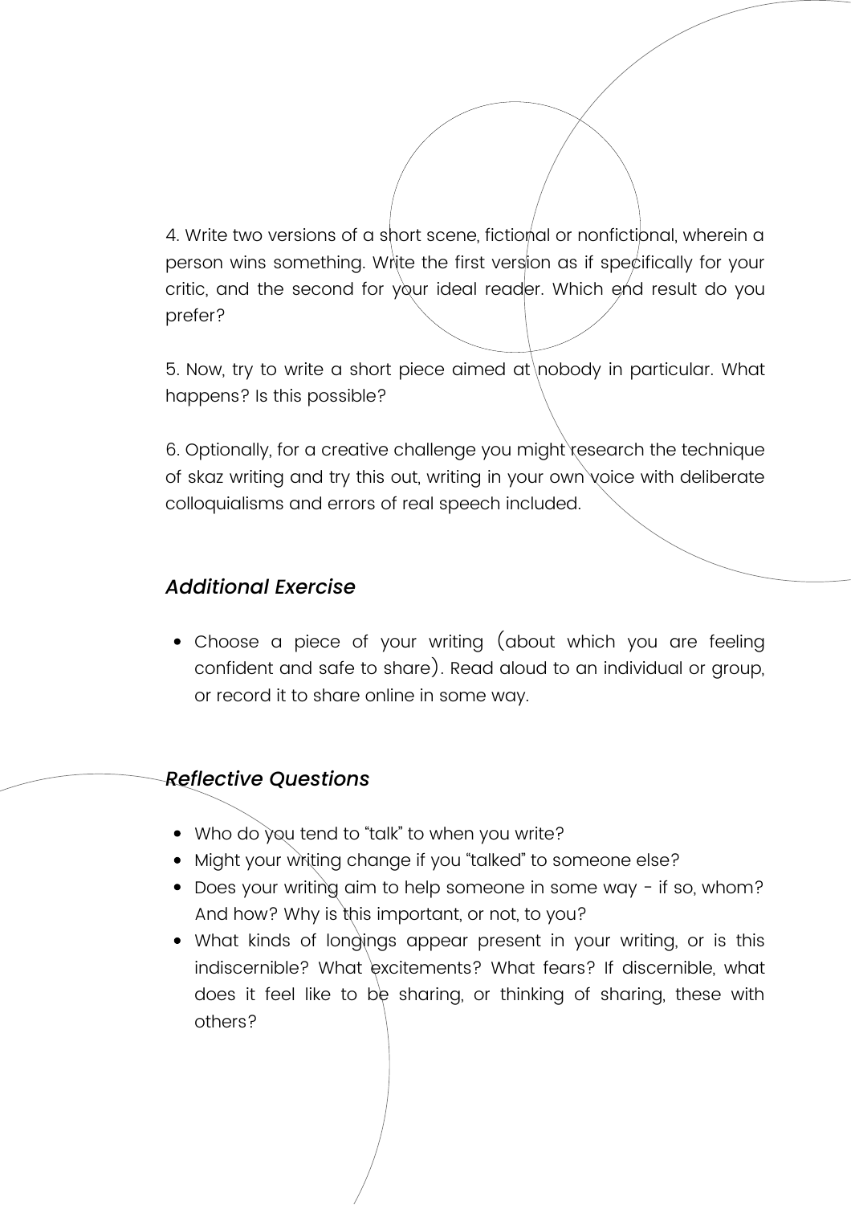4. Write two versions of a short scene, fictional or nonfictional, wherein a person wins something. Write the first version as if specifically for your critic, and the second for your ideal reader. Which end result do you prefer?

5. Now, try to write a short piece aimed at nobody in particular. What happens? Is this possible?

6. Optionally, for a creative challenge you might research the technique of skaz writing and try this out, writing in your own voice with deliberate colloquialisms and errors of real speech included.

### *Additional Exercise*

- Choose a piece of your writing (about which you are feeling confident and safe to share). Read aloud to an individual or group, or record it to share online in some way.

### *Reflective Questions*

- Who do you tend to “talk” to when you write?
- Might your writing change if you “talked” to someone else?
- Does your writing aim to help someone in some way - if so, whom? And how? Why is this important, or not, to you?
- What kinds of longings appear present in your writing, or is this indiscernible? What excitements? What fears? If discernible, what does it feel like to be sharing, or thinking of sharing, these with others?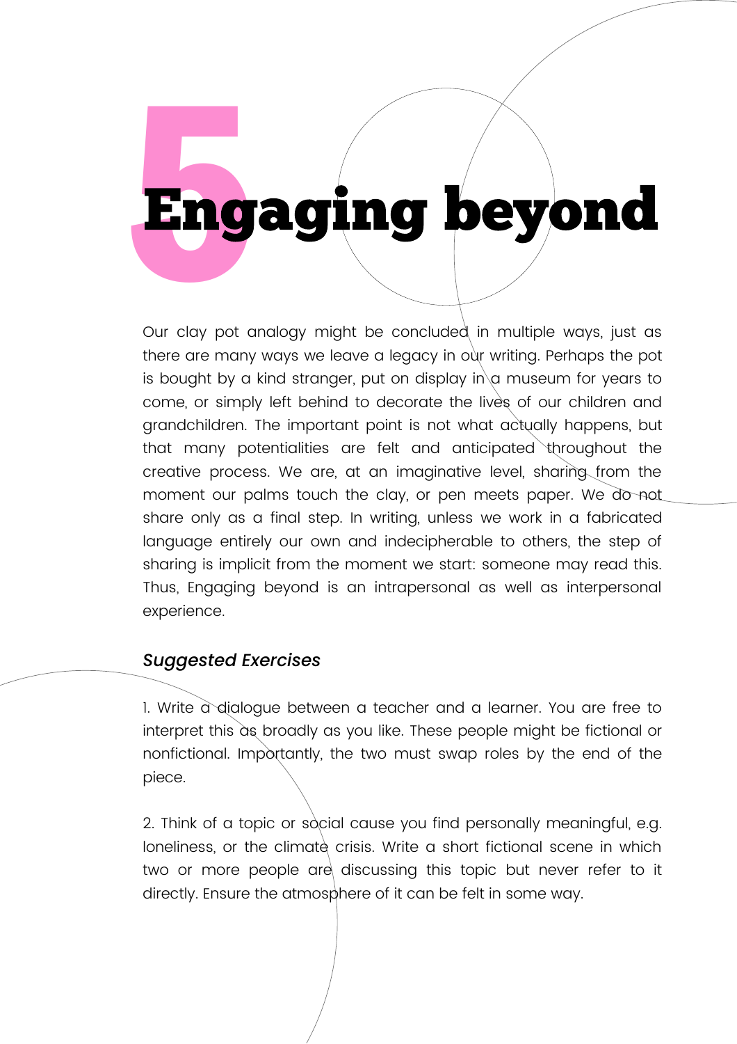# 5 Engaging beyond

Our clay pot analogy might be concluded in multiple ways, just as there are many ways we leave a legacy in our writing. Perhaps the pot is bought by a kind stranger, put on display in a museum for years to come, or simply left behind to decorate the lives of our children and grandchildren. The important point is not what actually happens, but that many potentialities are felt and anticipated throughout the creative process. We are, at an imaginative level, sharing from the moment our palms touch the clay, or pen meets paper. We do not share only as a final step. In writing, unless we work in a fabricated language entirely our own and indecipherable to others, the step of sharing is implicit from the moment we start: someone may read this. Thus, Engaging beyond is an intrapersonal as well as interpersonal experience.

### *Suggested Exercises*

1. Write a dialogue between a teacher and a learner. You are free to interpret this as broadly as you like. These people might be fictional or nonfictional. Importantly, the two must swap roles by the end of the piece.

2. Think of a topic or social cause you find personally meaningful, e.g. loneliness, or the climate crisis. Write a short fictional scene in which two or more people are discussing this topic but never refer to it directly. Ensure the atmosphere of it can be felt in some way.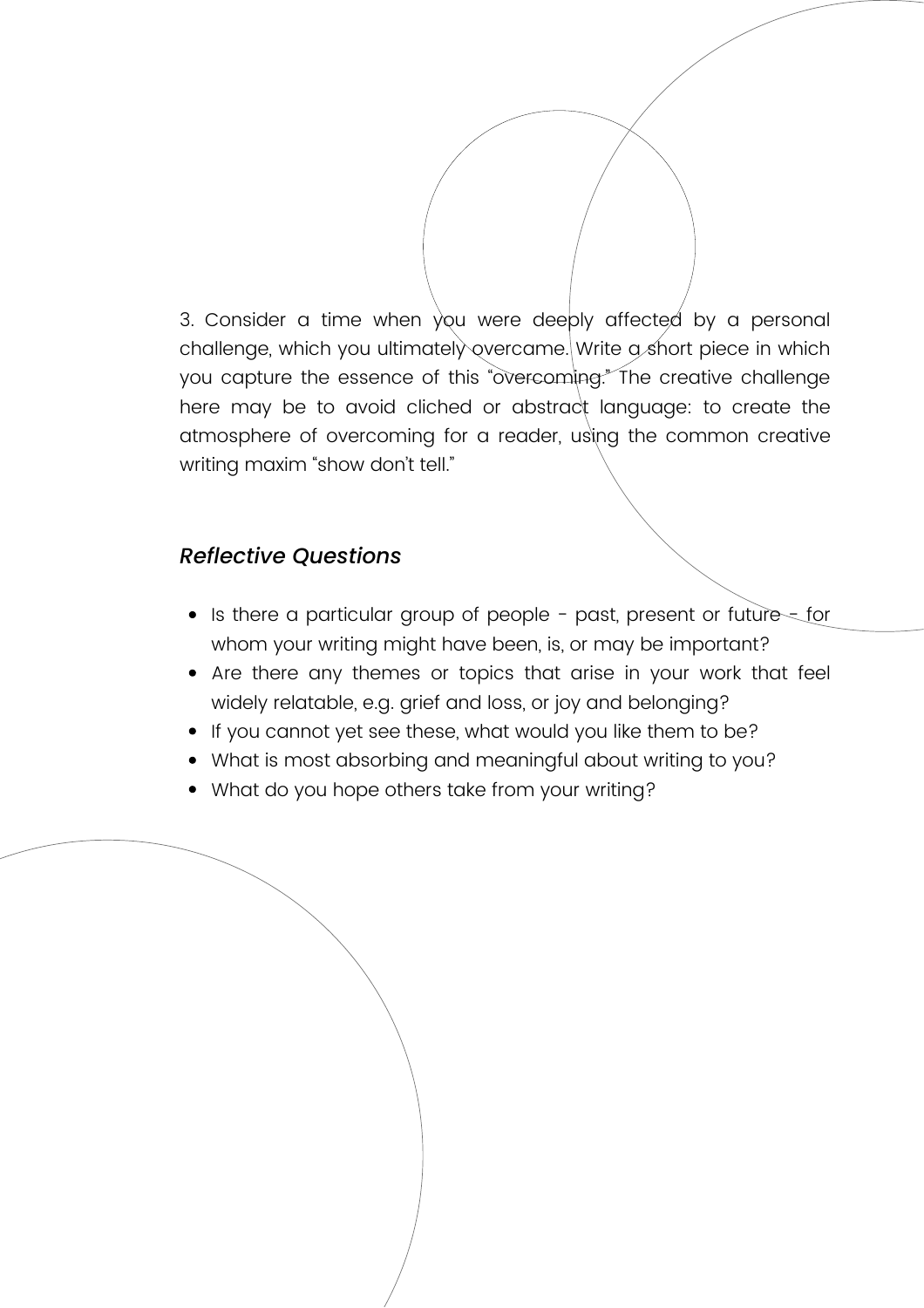3. Consider a time when you were deeply affected by a personal challenge, which you ultimately overcame. Write a short piece in which you capture the essence of this "overcoming." The creative challenge here may be to avoid cliched or abstract language: to create the atmosphere of overcoming for a reader, using the common creative writing maxim "show don't tell."

## *Reflective Questions*

- Is there a particular group of people - past, present or future - for whom your writing might have been, is, or may be important?
- Are there any themes or topics that arise in your work that feel widely relatable, e.g. grief and loss, or joy and belonging?
- If you cannot yet see these, what would you like them to be?
- What is most absorbing and meaningful about writing to you?
- What do you hope others take from your writing?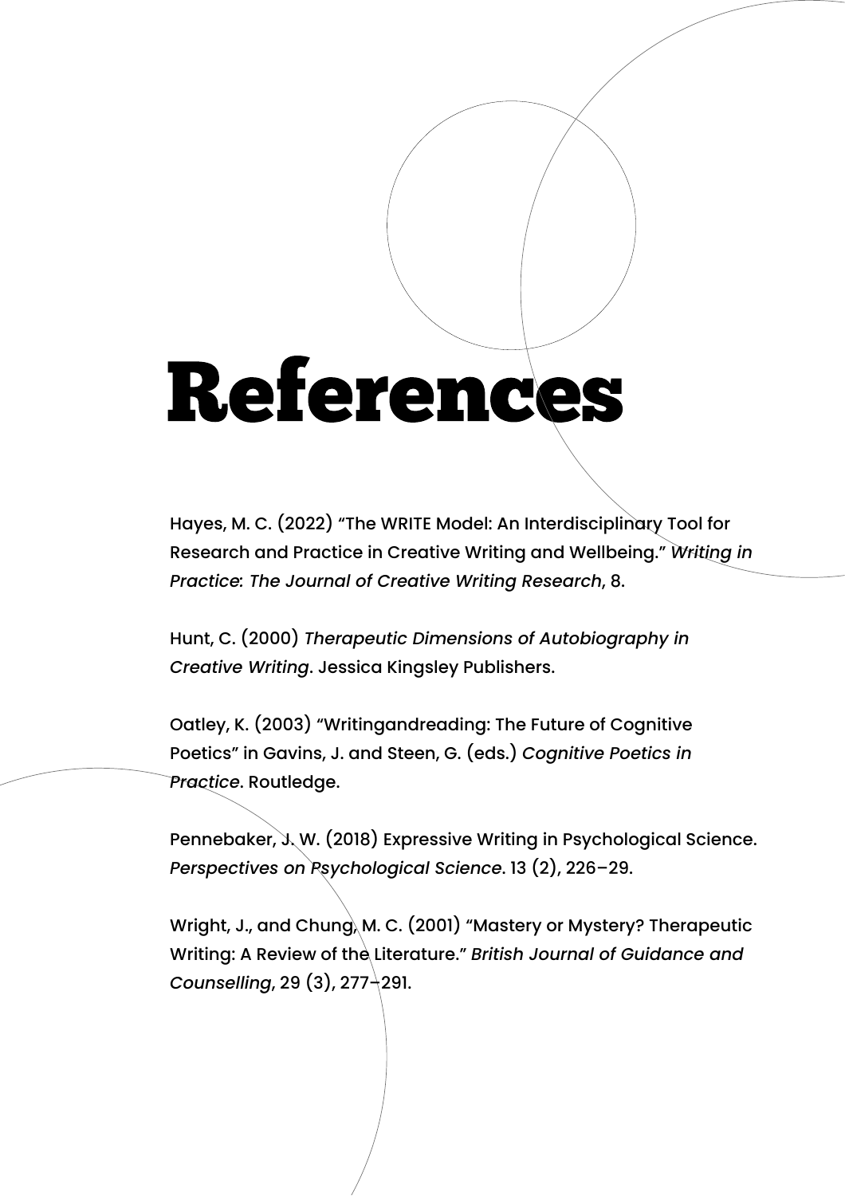# References

Hayes, M. C. (2022) “The WRITE Model: An Interdisciplinary Tool for Research and Practice in Creative Writing and Wellbeing.” *Writing in Practice*: *The Journal of Creative Writing Research*, 8.

Hunt, C. (2000) *Therapeutic Dimensions of Autobiography in Creative Writing*. Jessica Kingsley Publishers.

Oatley, K. (2003) “Writingandreading: The Future of Cognitive Poetics” in Gavins, J. and Steen, G. (eds.) *Cognitive Poetics in Practice*. Routledge.

Pennebaker, J. W. (2018) Expressive Writing in Psychological Science. *Perspectives on Psychological Science*. 13 (2), 226–29.

Wright, J., and Chung, M. C. (2001) “Mastery or Mystery? Therapeutic Writing: A Review of the Literature.” *British Journal of Guidance and Counselling*, 29 (3), 277–291.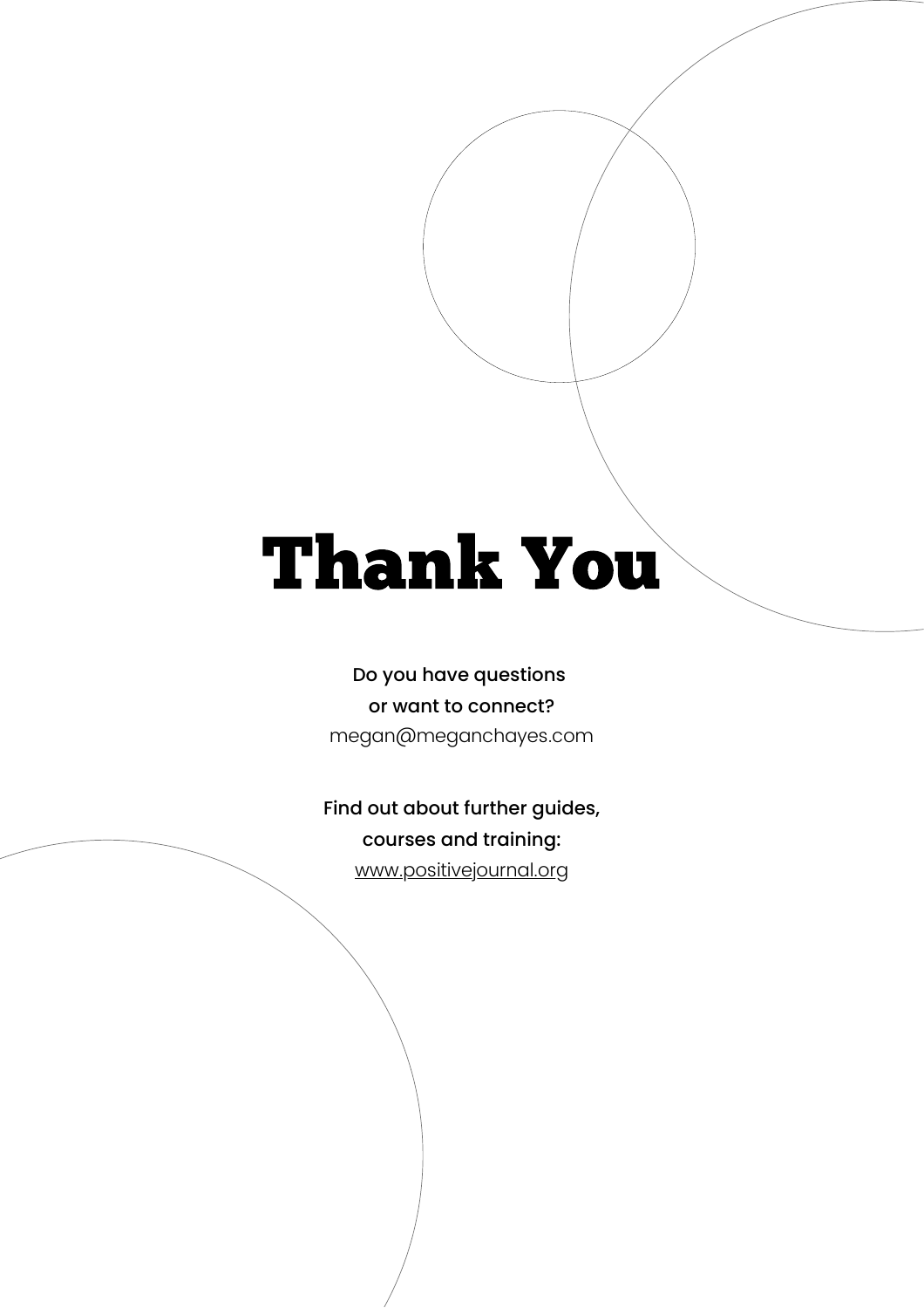# Thank You

**Do you have questions or want to connect?**

megan@meganchayes.com

**Find out about further guides, courses and training:**

www.positivejournal.org